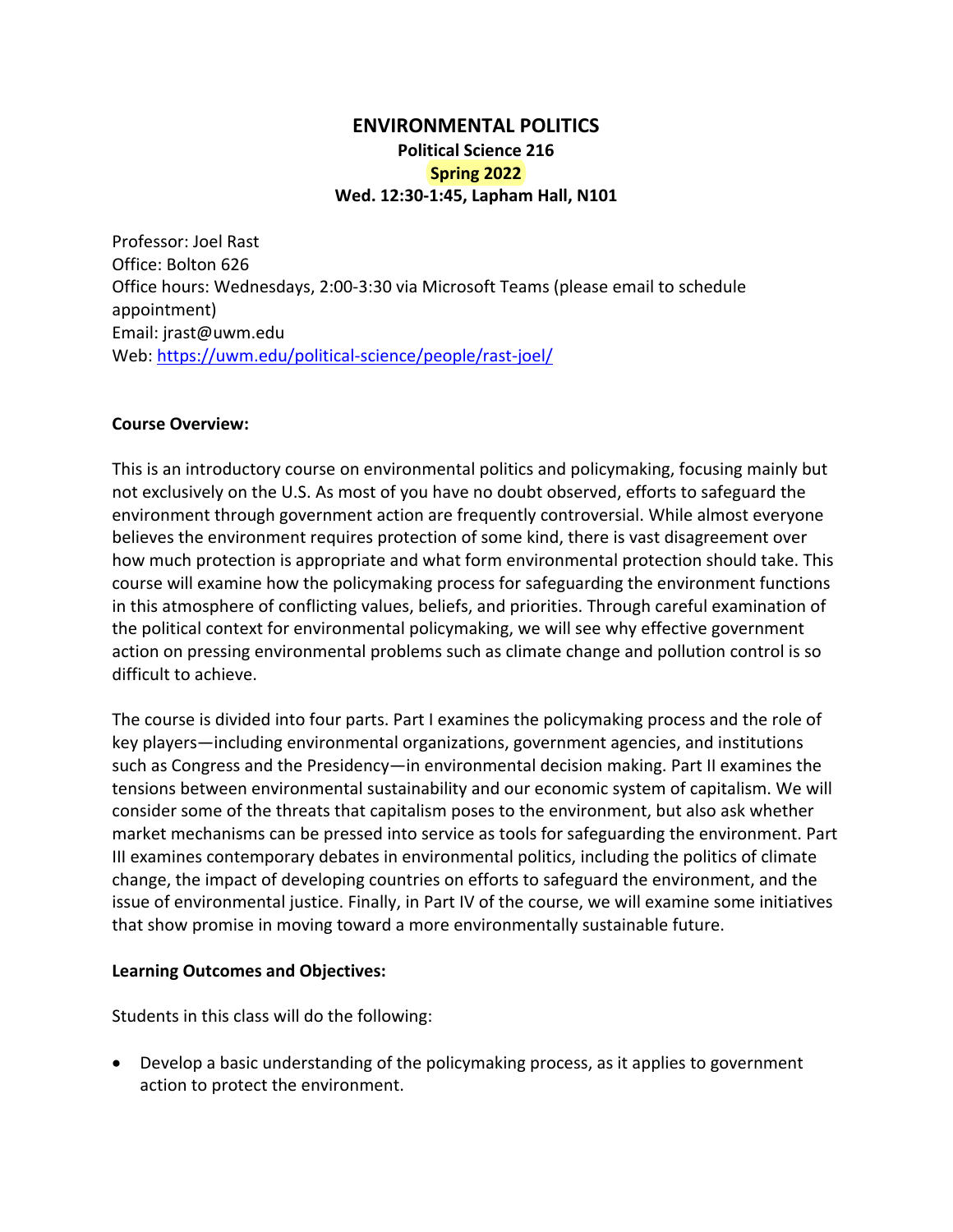# ENVIRONMENTAL POLITICS

**Political Science 216**

**Spring 2022**

**Wed. 12:30-1:45, Lapham Hall, N101**

Professor: Joel Rast
Office: Bolton 626
Office hours: Wednesdays, 2:00-3:30 via Microsoft Teams (please email to schedule appointment)
Email: jrast@uwm.edu
Web: [https://uwm.edu/political-science/people/rast-joel/](https://uwm.edu/political-science/people/rast-joel/)

**Course Overview:**

This is an introductory course on environmental politics and policymaking, focusing mainly but not exclusively on the U.S. As most of you have no doubt observed, efforts to safeguard the environment through government action are frequently controversial. While almost everyone believes the environment requires protection of some kind, there is vast disagreement over how much protection is appropriate and what form environmental protection should take. This course will examine how the policymaking process for safeguarding the environment functions in this atmosphere of conflicting values, beliefs, and priorities. Through careful examination of the political context for environmental policymaking, we will see why effective government action on pressing environmental problems such as climate change and pollution control is so difficult to achieve.

The course is divided into four parts. Part I examines the policymaking process and the role of key players—including environmental organizations, government agencies, and institutions such as Congress and the Presidency—in environmental decision making. Part II examines the tensions between environmental sustainability and our economic system of capitalism. We will consider some of the threats that capitalism poses to the environment, but also ask whether market mechanisms can be pressed into service as tools for safeguarding the environment. Part III examines contemporary debates in environmental politics, including the politics of climate change, the impact of developing countries on efforts to safeguard the environment, and the issue of environmental justice. Finally, in Part IV of the course, we will examine some initiatives that show promise in moving toward a more environmentally sustainable future.

**Learning Outcomes and Objectives:**

Students in this class will do the following:

- Develop a basic understanding of the policymaking process, as it applies to government action to protect the environment.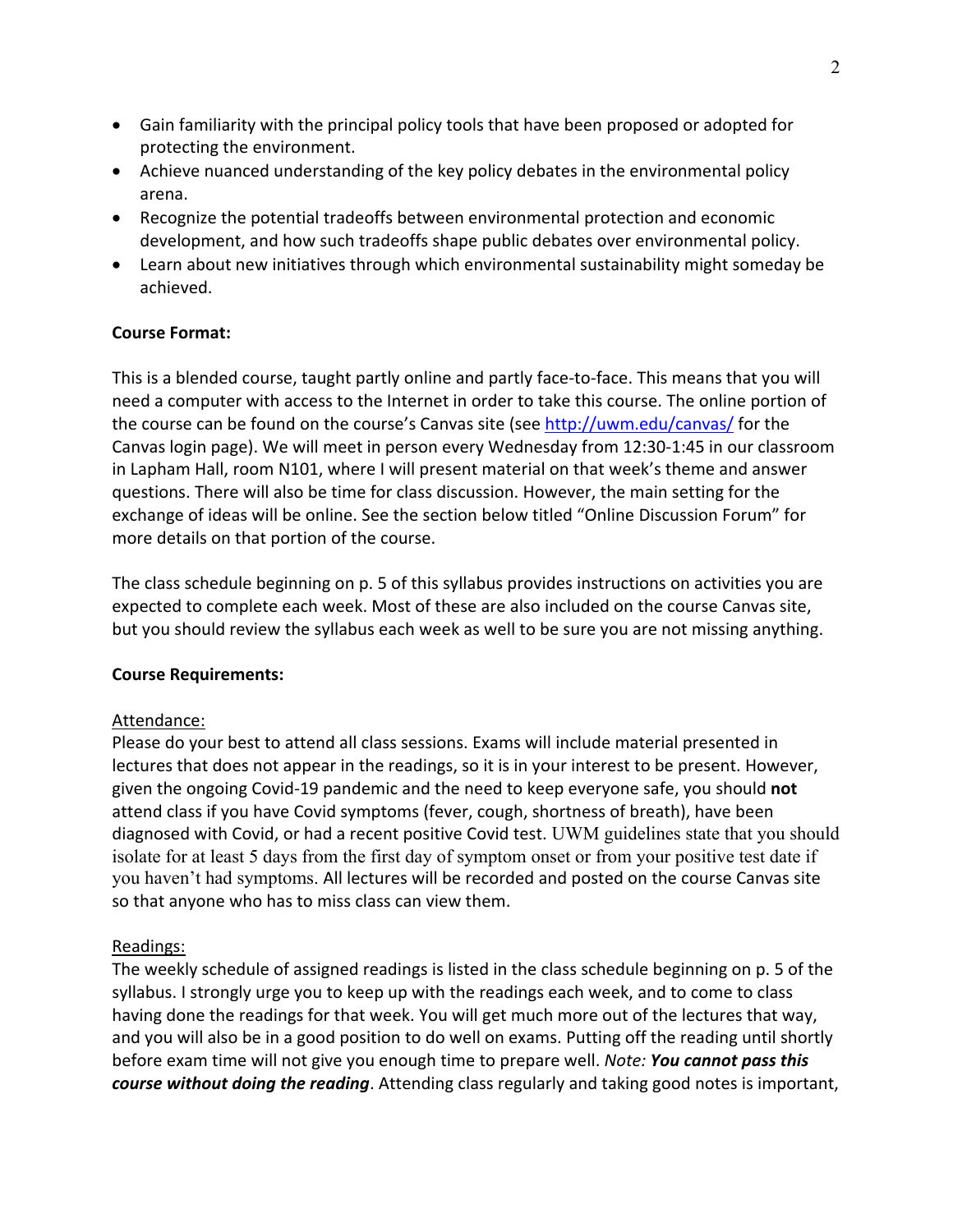- Gain familiarity with the principal policy tools that have been proposed or adopted for protecting the environment.
- Achieve nuanced understanding of the key policy debates in the environmental policy arena.
- Recognize the potential tradeoffs between environmental protection and economic development, and how such tradeoffs shape public debates over environmental policy.
- Learn about new initiatives through which environmental sustainability might someday be achieved.

**Course Format:**

This is a blended course, taught partly online and partly face-to-face. This means that you will need a computer with access to the Internet in order to take this course. The online portion of the course can be found on the course's Canvas site (see [http://uwm.edu/canvas/](http://uwm.edu/canvas/) for the Canvas login page). We will meet in person every Wednesday from 12:30-1:45 in our classroom in Lapham Hall, room N101, where I will present material on that week's theme and answer questions. There will also be time for class discussion. However, the main setting for the exchange of ideas will be online. See the section below titled "Online Discussion Forum" for more details on that portion of the course.

The class schedule beginning on p. 5 of this syllabus provides instructions on activities you are expected to complete each week. Most of these are also included on the course Canvas site, but you should review the syllabus each week as well to be sure you are not missing anything.

**Course Requirements:**

Attendance:

Please do your best to attend all class sessions. Exams will include material presented in lectures that does not appear in the readings, so it is in your interest to be present. However, given the ongoing Covid-19 pandemic and the need to keep everyone safe, you should **not** attend class if you have Covid symptoms (fever, cough, shortness of breath), have been diagnosed with Covid, or had a recent positive Covid test. UWM guidelines state that you should isolate for at least 5 days from the first day of symptom onset or from your positive test date if you haven't had symptoms. All lectures will be recorded and posted on the course Canvas site so that anyone who has to miss class can view them.

Readings:

The weekly schedule of assigned readings is listed in the class schedule beginning on p. 5 of the syllabus. I strongly urge you to keep up with the readings each week, and to come to class having done the readings for that week. You will get much more out of the lectures that way, and you will also be in a good position to do well on exams. Putting off the reading until shortly before exam time will not give you enough time to prepare well. *Note: **You cannot pass this course without doing the reading***. Attending class regularly and taking good notes is important,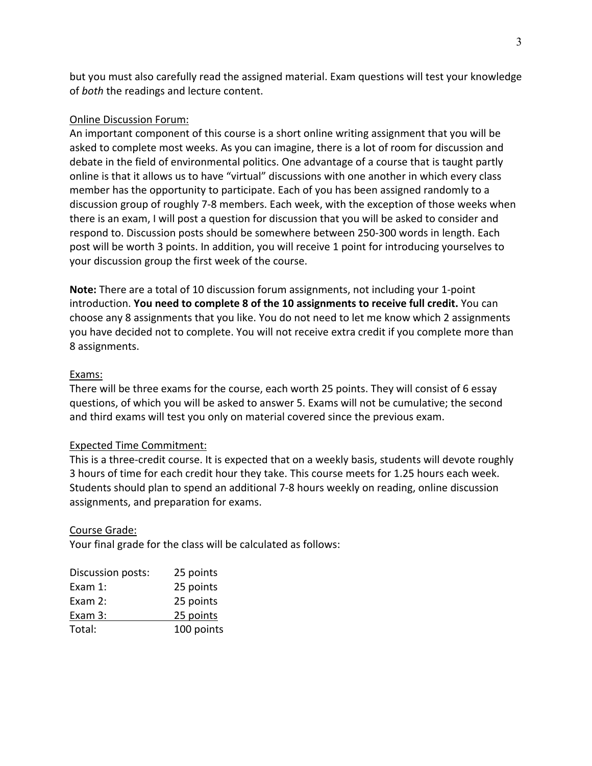but you must also carefully read the assigned material. Exam questions will test your knowledge of *both* the readings and lecture content.

## Online Discussion Forum:

An important component of this course is a short online writing assignment that you will be asked to complete most weeks. As you can imagine, there is a lot of room for discussion and debate in the field of environmental politics. One advantage of a course that is taught partly online is that it allows us to have "virtual" discussions with one another in which every class member has the opportunity to participate. Each of you has been assigned randomly to a discussion group of roughly 7-8 members. Each week, with the exception of those weeks when there is an exam, I will post a question for discussion that you will be asked to consider and respond to. Discussion posts should be somewhere between 250-300 words in length. Each post will be worth 3 points. In addition, you will receive 1 point for introducing yourselves to your discussion group the first week of the course.

**Note:** There are a total of 10 discussion forum assignments, not including your 1-point introduction. **You need to complete 8 of the 10 assignments to receive full credit.** You can choose any 8 assignments that you like. You do not need to let me know which 2 assignments you have decided not to complete. You will not receive extra credit if you complete more than 8 assignments.

## Exams:

There will be three exams for the course, each worth 25 points. They will consist of 6 essay questions, of which you will be asked to answer 5. Exams will not be cumulative; the second and third exams will test you only on material covered since the previous exam.

## Expected Time Commitment:

This is a three-credit course. It is expected that on a weekly basis, students will devote roughly 3 hours of time for each credit hour they take. This course meets for 1.25 hours each week. Students should plan to spend an additional 7-8 hours weekly on reading, online discussion assignments, and preparation for exams.

## Course Grade:

Your final grade for the class will be calculated as follows:

| Component | Points |
|---|---|
| Discussion posts: | 25 points |
| Exam 1: | 25 points |
| Exam 2: | 25 points |
| Exam 3: | 25 points |
| Total: | 100 points |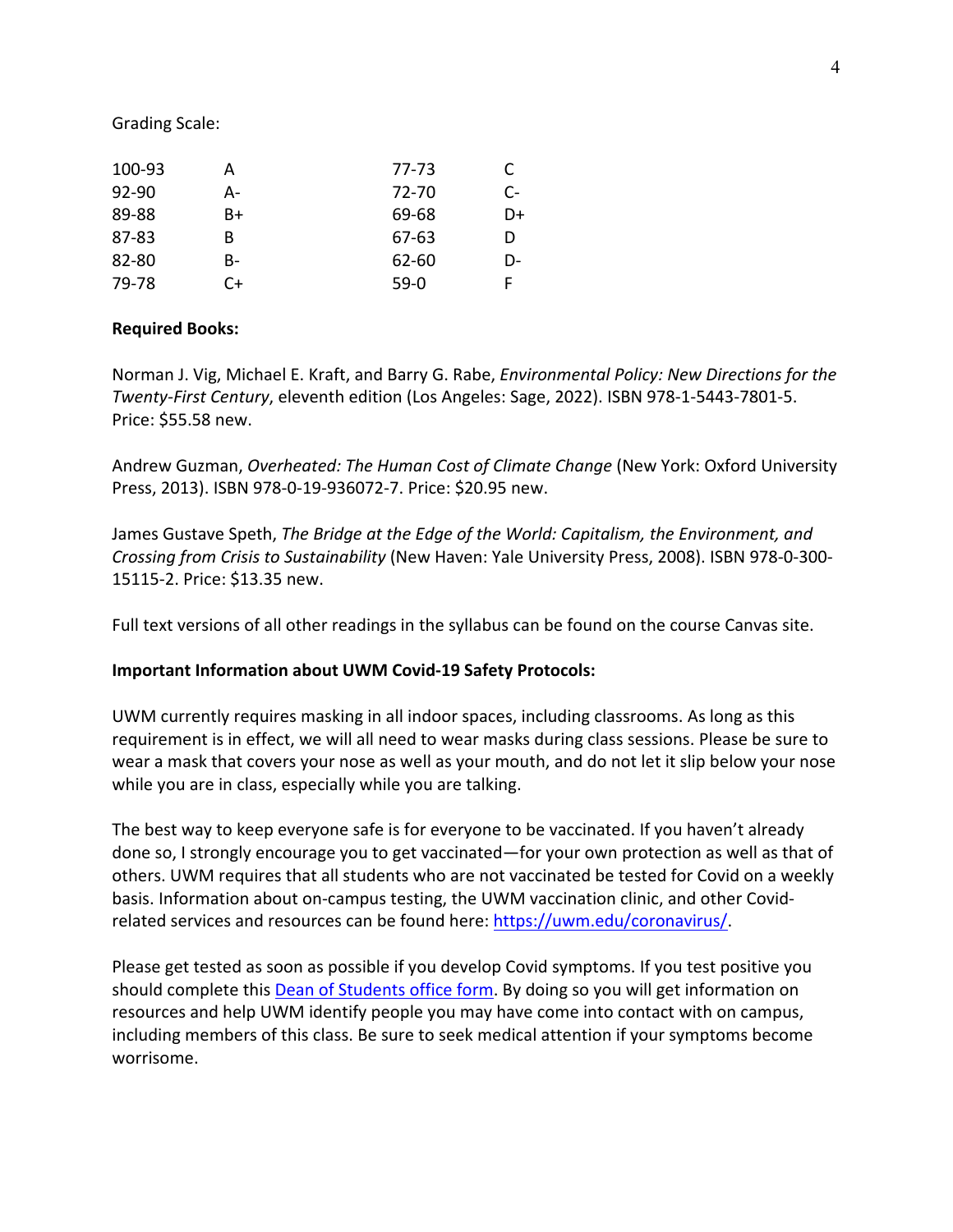Grading Scale:

| | | | |
|---|---|---|---|
| 100-93 | A | 77-73 | C |
| 92-90 | A- | 72-70 | C- |
| 89-88 | B+ | 69-68 | D+ |
| 87-83 | B | 67-63 | D |
| 82-80 | B- | 62-60 | D- |
| 79-78 | C+ | 59-0 | F |

**Required Books:**

Norman J. Vig, Michael E. Kraft, and Barry G. Rabe, *Environmental Policy: New Directions for the Twenty-First Century*, eleventh edition (Los Angeles: Sage, 2022). ISBN 978-1-5443-7801-5. Price: $55.58 new.

Andrew Guzman, *Overheated: The Human Cost of Climate Change* (New York: Oxford University Press, 2013). ISBN 978-0-19-936072-7. Price: $20.95 new.

James Gustave Speth, *The Bridge at the Edge of the World: Capitalism, the Environment, and Crossing from Crisis to Sustainability* (New Haven: Yale University Press, 2008). ISBN 978-0-300-15115-2. Price: $13.35 new.

Full text versions of all other readings in the syllabus can be found on the course Canvas site.

**Important Information about UWM Covid-19 Safety Protocols:**

UWM currently requires masking in all indoor spaces, including classrooms. As long as this requirement is in effect, we will all need to wear masks during class sessions. Please be sure to wear a mask that covers your nose as well as your mouth, and do not let it slip below your nose while you are in class, especially while you are talking.

The best way to keep everyone safe is for everyone to be vaccinated. If you haven't already done so, I strongly encourage you to get vaccinated—for your own protection as well as that of others. UWM requires that all students who are not vaccinated be tested for Covid on a weekly basis. Information about on-campus testing, the UWM vaccination clinic, and other Covid-related services and resources can be found here: https://uwm.edu/coronavirus/.

Please get tested as soon as possible if you develop Covid symptoms. If you test positive you should complete this Dean of Students office form. By doing so you will get information on resources and help UWM identify people you may have come into contact with on campus, including members of this class. Be sure to seek medical attention if your symptoms become worrisome.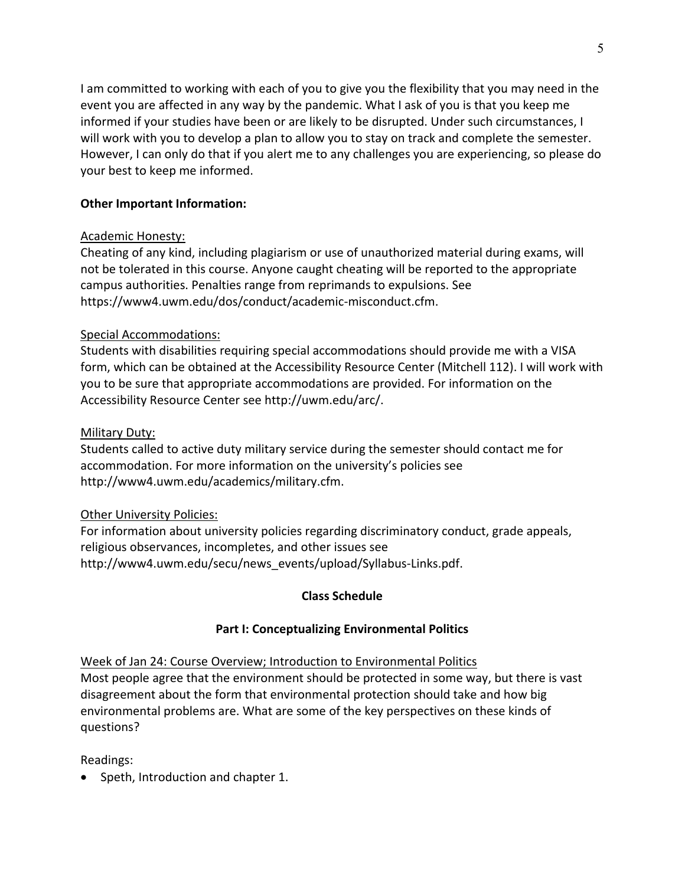I am committed to working with each of you to give you the flexibility that you may need in the event you are affected in any way by the pandemic. What I ask of you is that you keep me informed if your studies have been or are likely to be disrupted. Under such circumstances, I will work with you to develop a plan to allow you to stay on track and complete the semester. However, I can only do that if you alert me to any challenges you are experiencing, so please do your best to keep me informed.

**Other Important Information:**

<u>Academic Honesty:</u>
Cheating of any kind, including plagiarism or use of unauthorized material during exams, will not be tolerated in this course. Anyone caught cheating will be reported to the appropriate campus authorities. Penalties range from reprimands to expulsions. See https://www4.uwm.edu/dos/conduct/academic-misconduct.cfm.

<u>Special Accommodations:</u>
Students with disabilities requiring special accommodations should provide me with a VISA form, which can be obtained at the Accessibility Resource Center (Mitchell 112). I will work with you to be sure that appropriate accommodations are provided. For information on the Accessibility Resource Center see http://uwm.edu/arc/.

<u>Military Duty:</u>
Students called to active duty military service during the semester should contact me for accommodation. For more information on the university's policies see http://www4.uwm.edu/academics/military.cfm.

<u>Other University Policies:</u>
For information about university policies regarding discriminatory conduct, grade appeals, religious observances, incompletes, and other issues see http://www4.uwm.edu/secu/news_events/upload/Syllabus-Links.pdf.

## Class Schedule

### Part I: Conceptualizing Environmental Politics

<u>Week of Jan 24: Course Overview; Introduction to Environmental Politics</u>
Most people agree that the environment should be protected in some way, but there is vast disagreement about the form that environmental protection should take and how big environmental problems are. What are some of the key perspectives on these kinds of questions?

Readings:

- Speth, Introduction and chapter 1.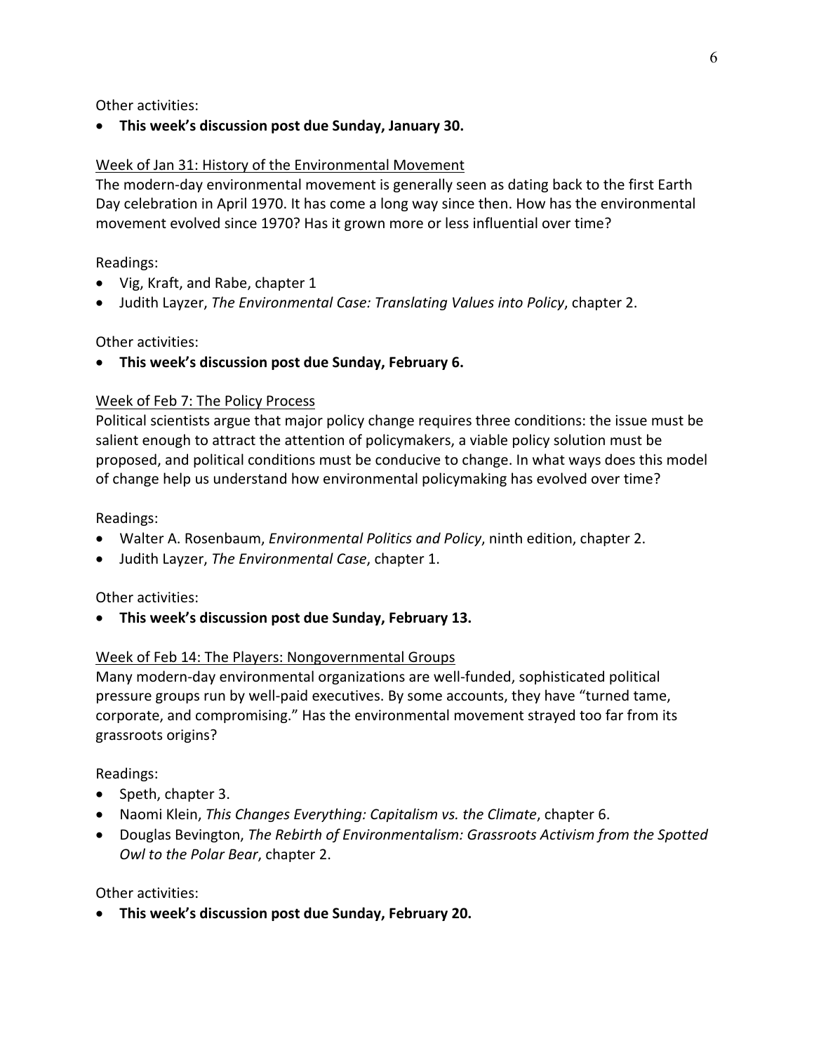Other activities:

- **This week's discussion post due Sunday, January 30.**

<u>Week of Jan 31: History of the Environmental Movement</u>

The modern-day environmental movement is generally seen as dating back to the first Earth Day celebration in April 1970. It has come a long way since then. How has the environmental movement evolved since 1970? Has it grown more or less influential over time?

Readings:

- Vig, Kraft, and Rabe, chapter 1
- Judith Layzer, *The Environmental Case: Translating Values into Policy*, chapter 2.

Other activities:

- **This week's discussion post due Sunday, February 6.**

<u>Week of Feb 7: The Policy Process</u>

Political scientists argue that major policy change requires three conditions: the issue must be salient enough to attract the attention of policymakers, a viable policy solution must be proposed, and political conditions must be conducive to change. In what ways does this model of change help us understand how environmental policymaking has evolved over time?

Readings:

- Walter A. Rosenbaum, *Environmental Politics and Policy*, ninth edition, chapter 2.
- Judith Layzer, *The Environmental Case*, chapter 1.

Other activities:

- **This week's discussion post due Sunday, February 13.**

<u>Week of Feb 14: The Players: Nongovernmental Groups</u>

Many modern-day environmental organizations are well-funded, sophisticated political pressure groups run by well-paid executives. By some accounts, they have "turned tame, corporate, and compromising." Has the environmental movement strayed too far from its grassroots origins?

Readings:

- Speth, chapter 3.
- Naomi Klein, *This Changes Everything: Capitalism vs. the Climate*, chapter 6.
- Douglas Bevington, *The Rebirth of Environmentalism: Grassroots Activism from the Spotted Owl to the Polar Bear*, chapter 2.

Other activities:

- **This week's discussion post due Sunday, February 20.**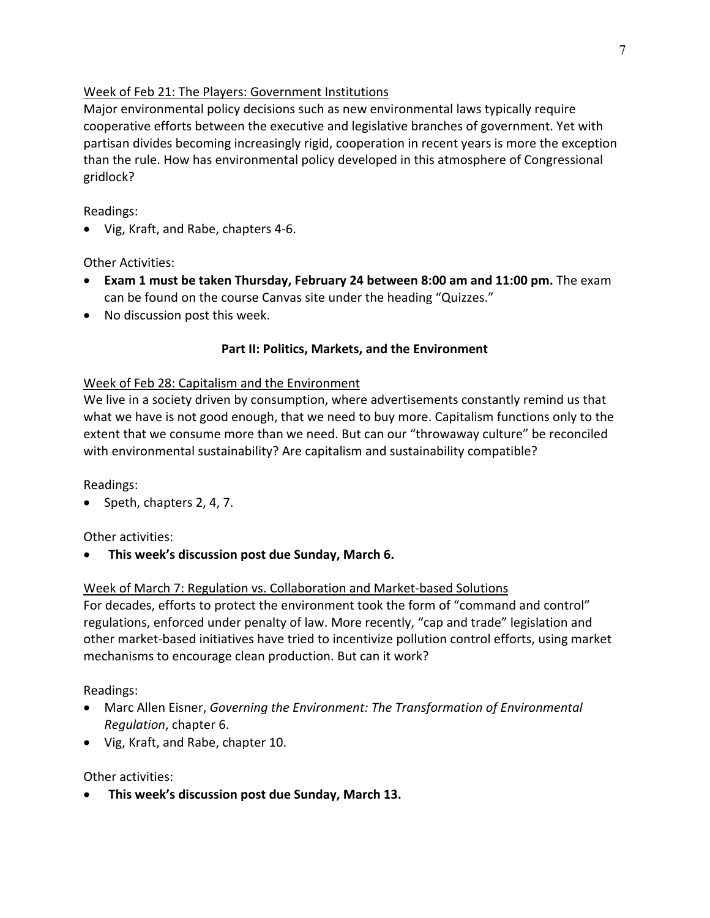Week of Feb 21: The Players: Government Institutions

Major environmental policy decisions such as new environmental laws typically require cooperative efforts between the executive and legislative branches of government. Yet with partisan divides becoming increasingly rigid, cooperation in recent years is more the exception than the rule. How has environmental policy developed in this atmosphere of Congressional gridlock?

Readings:

- Vig, Kraft, and Rabe, chapters 4-6.

Other Activities:

- **Exam 1 must be taken Thursday, February 24 between 8:00 am and 11:00 pm.** The exam can be found on the course Canvas site under the heading "Quizzes."
- No discussion post this week.

## Part II: Politics, Markets, and the Environment

Week of Feb 28: Capitalism and the Environment

We live in a society driven by consumption, where advertisements constantly remind us that what we have is not good enough, that we need to buy more. Capitalism functions only to the extent that we consume more than we need. But can our "throwaway culture" be reconciled with environmental sustainability? Are capitalism and sustainability compatible?

Readings:

- Speth, chapters 2, 4, 7.

Other activities:

- **This week's discussion post due Sunday, March 6.**

Week of March 7: Regulation vs. Collaboration and Market-based Solutions

For decades, efforts to protect the environment took the form of "command and control" regulations, enforced under penalty of law. More recently, "cap and trade" legislation and other market-based initiatives have tried to incentivize pollution control efforts, using market mechanisms to encourage clean production. But can it work?

Readings:

- Marc Allen Eisner, *Governing the Environment: The Transformation of Environmental Regulation*, chapter 6.
- Vig, Kraft, and Rabe, chapter 10.

Other activities:

- **This week's discussion post due Sunday, March 13.**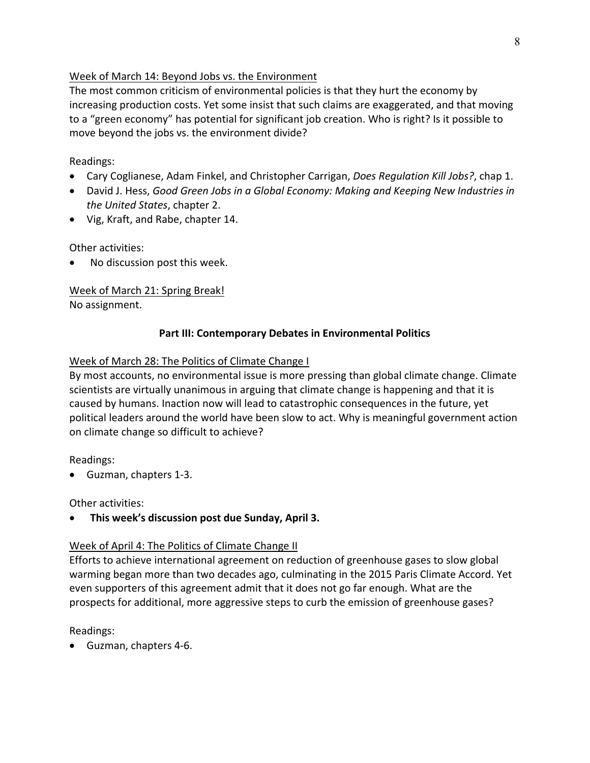<u>Week of March 14: Beyond Jobs vs. the Environment</u>

The most common criticism of environmental policies is that they hurt the economy by increasing production costs. Yet some insist that such claims are exaggerated, and that moving to a "green economy" has potential for significant job creation. Who is right? Is it possible to move beyond the jobs vs. the environment divide?

Readings:

- Cary Coglianese, Adam Finkel, and Christopher Carrigan, *Does Regulation Kill Jobs?*, chap 1.
- David J. Hess, *Good Green Jobs in a Global Economy: Making and Keeping New Industries in the United States*, chapter 2.
- Vig, Kraft, and Rabe, chapter 14.

Other activities:

- No discussion post this week.

<u>Week of March 21: Spring Break!</u>

No assignment.

## Part III: Contemporary Debates in Environmental Politics

<u>Week of March 28: The Politics of Climate Change I</u>

By most accounts, no environmental issue is more pressing than global climate change. Climate scientists are virtually unanimous in arguing that climate change is happening and that it is caused by humans. Inaction now will lead to catastrophic consequences in the future, yet political leaders around the world have been slow to act. Why is meaningful government action on climate change so difficult to achieve?

Readings:

- Guzman, chapters 1-3.

Other activities:

- **This week's discussion post due Sunday, April 3.**

<u>Week of April 4: The Politics of Climate Change II</u>

Efforts to achieve international agreement on reduction of greenhouse gases to slow global warming began more than two decades ago, culminating in the 2015 Paris Climate Accord. Yet even supporters of this agreement admit that it does not go far enough. What are the prospects for additional, more aggressive steps to curb the emission of greenhouse gases?

Readings:

- Guzman, chapters 4-6.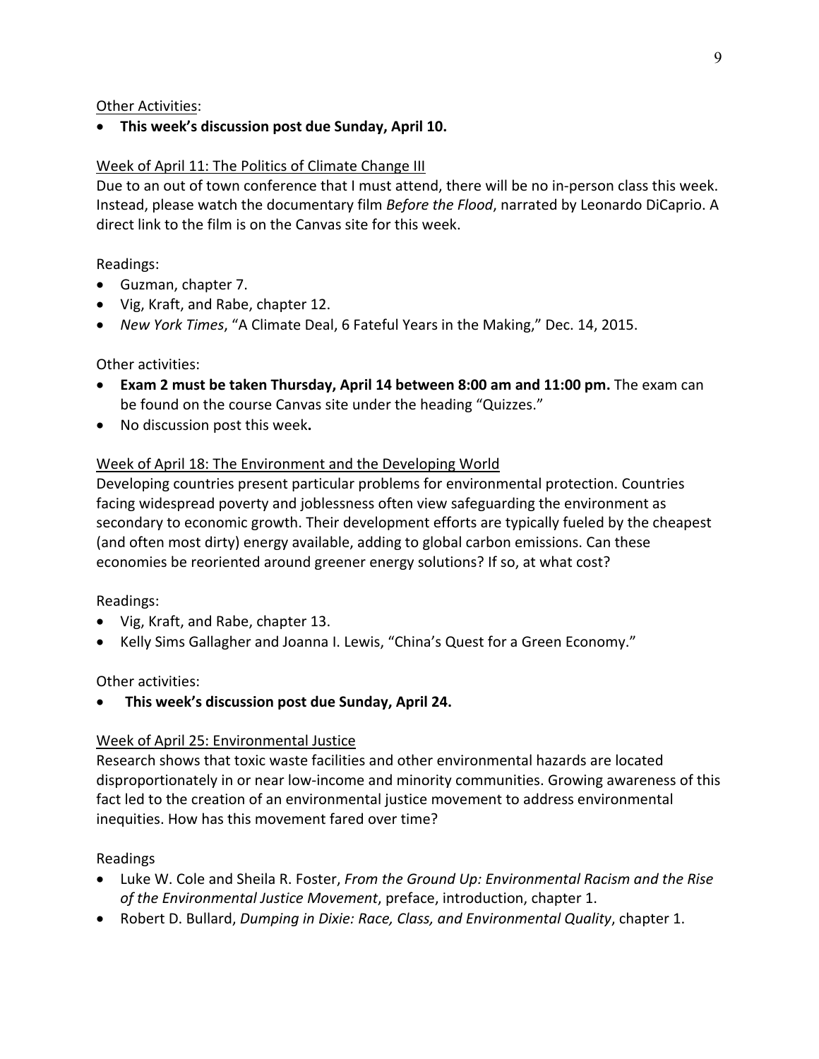Other Activities:

- **This week's discussion post due Sunday, April 10.**

## Week of April 11: The Politics of Climate Change III

Due to an out of town conference that I must attend, there will be no in-person class this week. Instead, please watch the documentary film *Before the Flood*, narrated by Leonardo DiCaprio. A direct link to the film is on the Canvas site for this week.

Readings:

- Guzman, chapter 7.
- Vig, Kraft, and Rabe, chapter 12.
- *New York Times*, "A Climate Deal, 6 Fateful Years in the Making," Dec. 14, 2015.

Other activities:

- **Exam 2 must be taken Thursday, April 14 between 8:00 am and 11:00 pm.** The exam can be found on the course Canvas site under the heading "Quizzes."
- No discussion post this week**.**

## Week of April 18: The Environment and the Developing World

Developing countries present particular problems for environmental protection. Countries facing widespread poverty and joblessness often view safeguarding the environment as secondary to economic growth. Their development efforts are typically fueled by the cheapest (and often most dirty) energy available, adding to global carbon emissions. Can these economies be reoriented around greener energy solutions? If so, at what cost?

Readings:

- Vig, Kraft, and Rabe, chapter 13.
- Kelly Sims Gallagher and Joanna I. Lewis, "China's Quest for a Green Economy."

Other activities:

- **This week's discussion post due Sunday, April 24.**

## Week of April 25: Environmental Justice

Research shows that toxic waste facilities and other environmental hazards are located disproportionately in or near low-income and minority communities. Growing awareness of this fact led to the creation of an environmental justice movement to address environmental inequities. How has this movement fared over time?

Readings

- Luke W. Cole and Sheila R. Foster, *From the Ground Up: Environmental Racism and the Rise of the Environmental Justice Movement*, preface, introduction, chapter 1.
- Robert D. Bullard, *Dumping in Dixie: Race, Class, and Environmental Quality*, chapter 1.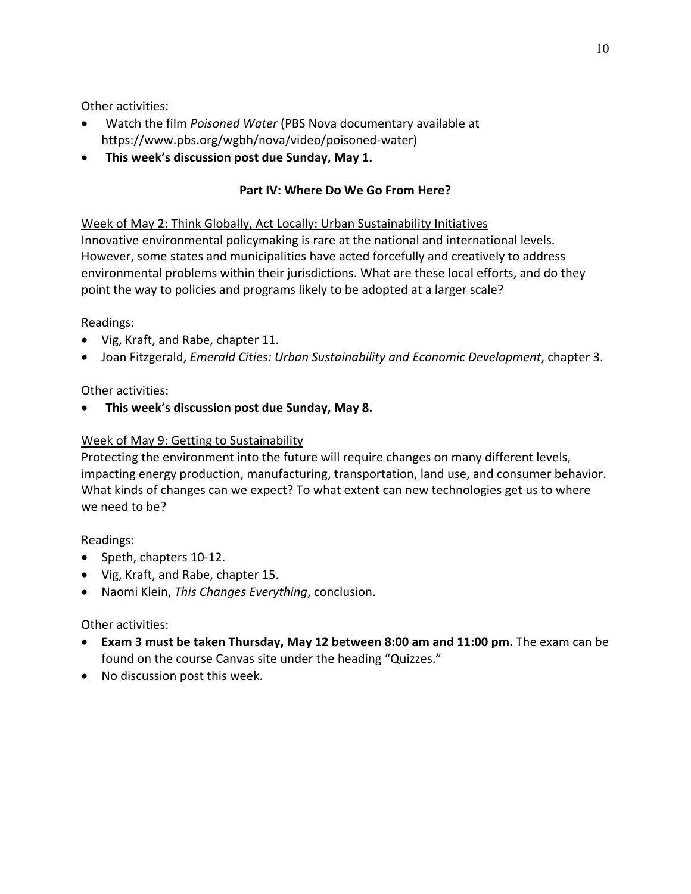Other activities:

- Watch the film *Poisoned Water* (PBS Nova documentary available at https://www.pbs.org/wgbh/nova/video/poisoned-water)
- **This week's discussion post due Sunday, May 1.**

## Part IV: Where Do We Go From Here?

<u>Week of May 2: Think Globally, Act Locally: Urban Sustainability Initiatives</u>

Innovative environmental policymaking is rare at the national and international levels. However, some states and municipalities have acted forcefully and creatively to address environmental problems within their jurisdictions. What are these local efforts, and do they point the way to policies and programs likely to be adopted at a larger scale?

Readings:

- Vig, Kraft, and Rabe, chapter 11.
- Joan Fitzgerald, *Emerald Cities: Urban Sustainability and Economic Development*, chapter 3.

Other activities:

- **This week's discussion post due Sunday, May 8.**

<u>Week of May 9: Getting to Sustainability</u>

Protecting the environment into the future will require changes on many different levels, impacting energy production, manufacturing, transportation, land use, and consumer behavior. What kinds of changes can we expect? To what extent can new technologies get us to where we need to be?

Readings:

- Speth, chapters 10-12.
- Vig, Kraft, and Rabe, chapter 15.
- Naomi Klein, *This Changes Everything*, conclusion.

Other activities:

- **Exam 3 must be taken Thursday, May 12 between 8:00 am and 11:00 pm.** The exam can be found on the course Canvas site under the heading "Quizzes."
- No discussion post this week.